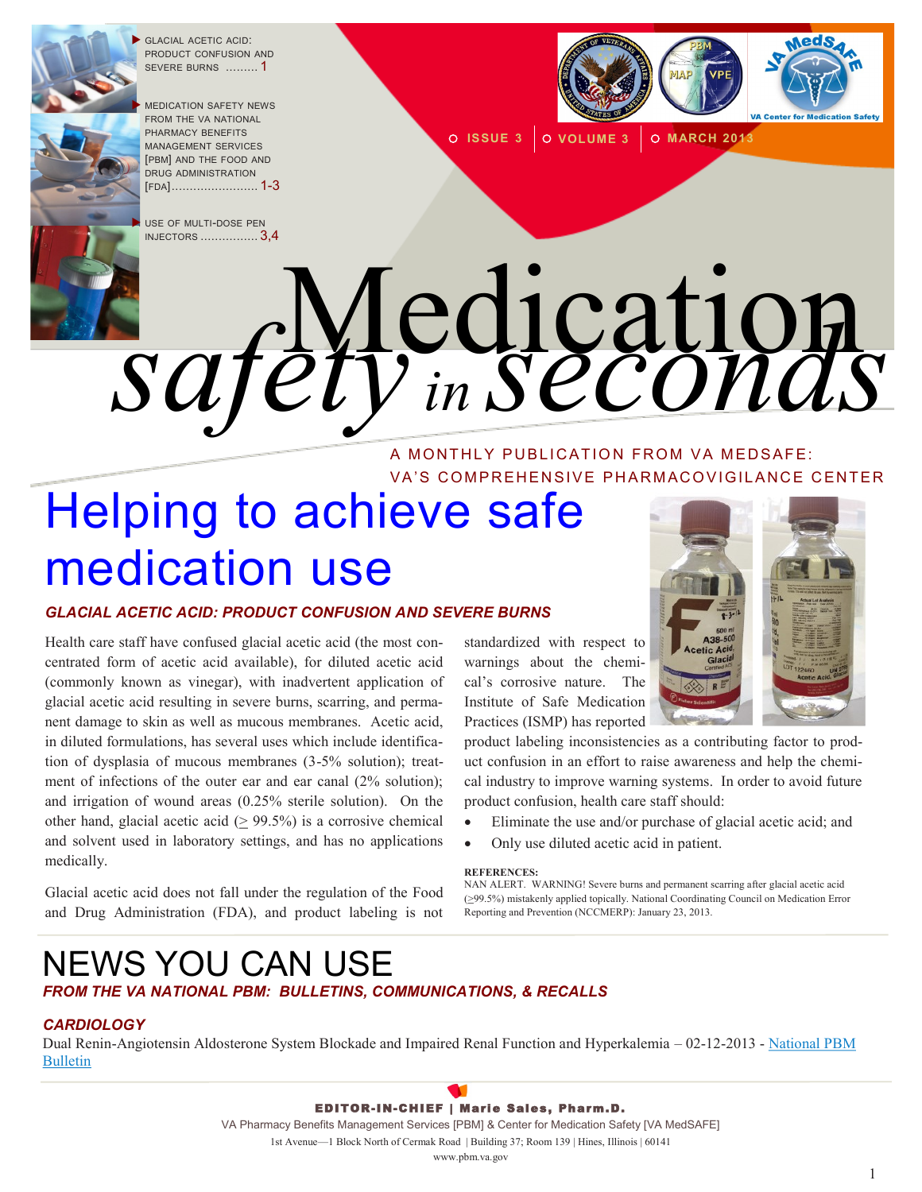- GLACIAL ACETIC ACID: PRODUCT CONFUSION AND SEVERE BURNS ......... 1
- MEDICATION SAFETY NEWS FROM THE VA NATIONAL PHARMACY BENEFITS MANAGEMENT SERVICES [PBM] AND THE FOOD AND DRUG ADMINISTRATION [FDA]........................ 1-3
- USE OF MULTI-DOSE PEN INJECTORS ................ 3,4

ISSUE 3 | VOLUME 3 | MARCH 2013

# Medication *safety in seconds*

A MONTHLY PUBLICATION FROM VA MEDSAFE: VA'S COMPREHENSIVE PHARMACOVIGILANCE CENTER

# Helping to achieve safe medication use

### *GLACIAL ACETIC ACID: PRODUCT CONFUSION AND SEVERE BURNS*

Health care staff have confused glacial acetic acid (the most concentrated form of acetic acid available), for diluted acetic acid (commonly known as vinegar), with inadvertent application of glacial acetic acid resulting in severe burns, scarring, and permanent damage to skin as well as mucous membranes. Acetic acid, in diluted formulations, has several uses which include identification of dysplasia of mucous membranes (3-5% solution); treatment of infections of the outer ear and ear canal (2% solution); and irrigation of wound areas (0.25% sterile solution). On the other hand, glacial acetic acid ($\geq$ 99.5%) is a corrosive chemical and solvent used in laboratory settings, and has no applications medically.

Glacial acetic acid does not fall under the regulation of the Food and Drug Administration (FDA), and product labeling is not standardized with respect to warnings about the chemical's corrosive nature. The Institute of Safe Medication Practices (ISMP) has reported product labeling inconsistencies as a contributing factor to product confusion in an effort to raise awareness and help the chemical industry to improve warning systems. In order to avoid future product confusion, health care staff should:

- Eliminate the use and/or purchase of glacial acetic acid; and
- Only use diluted acetic acid in patient.

**REFERENCES:**
NAN ALERT. WARNING! Severe burns and permanent scarring after glacial acetic acid ($\geq$99.5%) mistakenly applied topically. National Coordinating Council on Medication Error Reporting and Prevention (NCCMERP): January 23, 2013.

# NEWS YOU CAN USE

### *FROM THE VA NATIONAL PBM: BULLETINS, COMMUNICATIONS, & RECALLS*

#### *CARDIOLOGY*

Dual Renin-Angiotensin Aldosterone System Blockade and Impaired Renal Function and Hyperkalemia – 02-12-2013 - National PBM Bulletin

**EDITOR-IN-CHIEF | Marie Sales, Pharm.D.**
VA Pharmacy Benefits Management Services [PBM] & Center for Medication Safety [VA MedSAFE]
1st Avenue—1 Block North of Cermak Road | Building 37; Room 139 | Hines, Illinois | 60141
www.pbm.va.gov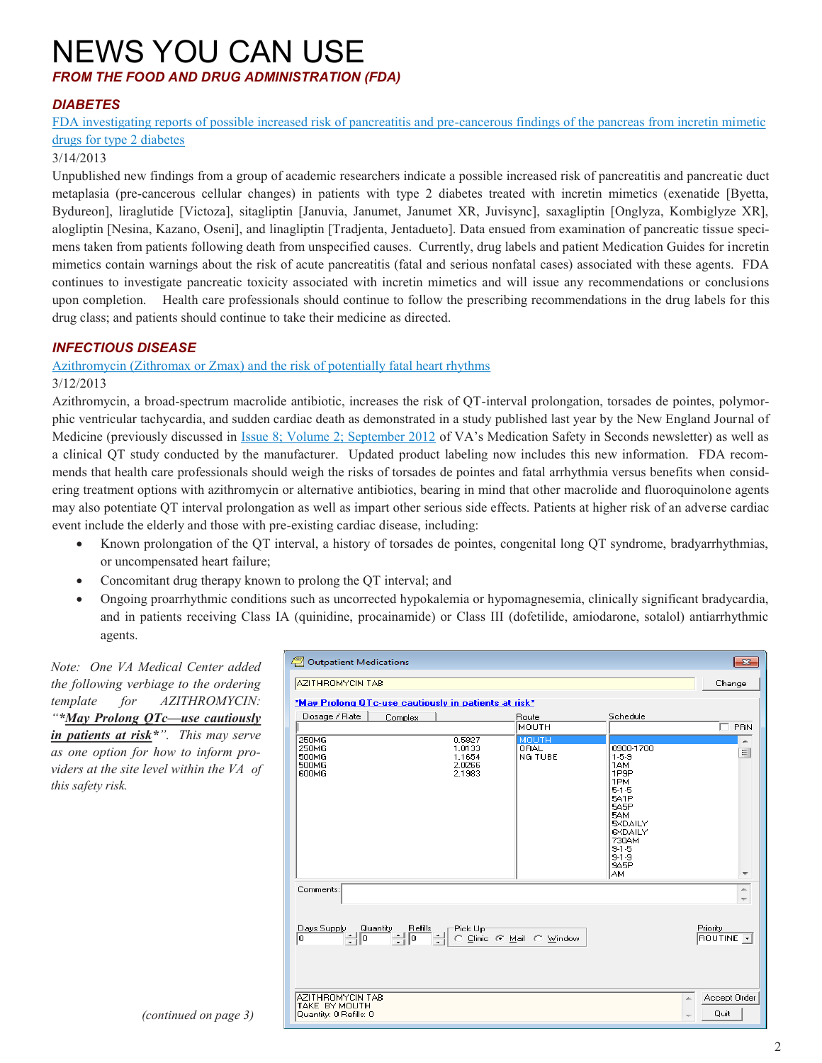# NEWS YOU CAN USE

***FROM THE FOOD AND DRUG ADMINISTRATION (FDA)***

### *DIABETES*

FDA investigating reports of possible increased risk of pancreatitis and pre-cancerous findings of the pancreas from incretin mimetic drugs for type 2 diabetes

3/14/2013

Unpublished new findings from a group of academic researchers indicate a possible increased risk of pancreatitis and pancreatic duct metaplasia (pre-cancerous cellular changes) in patients with type 2 diabetes treated with incretin mimetics (exenatide [Byetta, Bydureon], liraglutide [Victoza], sitagliptin [Januvia, Janumet, Janumet XR, Juvisync], saxagliptin [Onglyza, Kombiglyze XR], alogliptin [Nesina, Kazano, Oseni], and linagliptin [Tradjenta, Jentadueto]. Data ensued from examination of pancreatic tissue specimens taken from patients following death from unspecified causes. Currently, drug labels and patient Medication Guides for incretin mimetics contain warnings about the risk of acute pancreatitis (fatal and serious nonfatal cases) associated with these agents. FDA continues to investigate pancreatic toxicity associated with incretin mimetics and will issue any recommendations or conclusions upon completion. Health care professionals should continue to follow the prescribing recommendations in the drug labels for this drug class; and patients should continue to take their medicine as directed.

### *INFECTIOUS DISEASE*

Azithromycin (Zithromax or Zmax) and the risk of potentially fatal heart rhythms

3/12/2013

Azithromycin, a broad-spectrum macrolide antibiotic, increases the risk of QT-interval prolongation, torsades de pointes, polymorphic ventricular tachycardia, and sudden cardiac death as demonstrated in a study published last year by the New England Journal of Medicine (previously discussed in Issue 8; Volume 2; September 2012 of VA's Medication Safety in Seconds newsletter) as well as a clinical QT study conducted by the manufacturer. Updated product labeling now includes this new information. FDA recommends that health care professionals should weigh the risks of torsades de pointes and fatal arrhythmia versus benefits when considering treatment options with azithromycin or alternative antibiotics, bearing in mind that other macrolide and fluoroquinolone agents may also potentiate QT interval prolongation as well as impart other serious side effects. Patients at higher risk of an adverse cardiac event include the elderly and those with pre-existing cardiac disease, including:

- Known prolongation of the QT interval, a history of torsades de pointes, congenital long QT syndrome, bradyarrhythmias, or uncompensated heart failure;
- Concomitant drug therapy known to prolong the QT interval; and
- Ongoing proarrhythmic conditions such as uncorrected hypokalemia or hypomagnesemia, clinically significant bradycardia, and in patients receiving Class IA (quinidine, procainamide) or Class III (dofetilide, amiodarone, sotalol) antiarrhythmic agents.

*Note: One VA Medical Center added the following verbiage to the ordering template for AZITHROMYCIN: "*__*May Prolong QTc—use cautiously in patients at risk*__*". This may serve as one option for how to inform providers at the site level within the VA of this safety risk.*

*(continued on page 3)*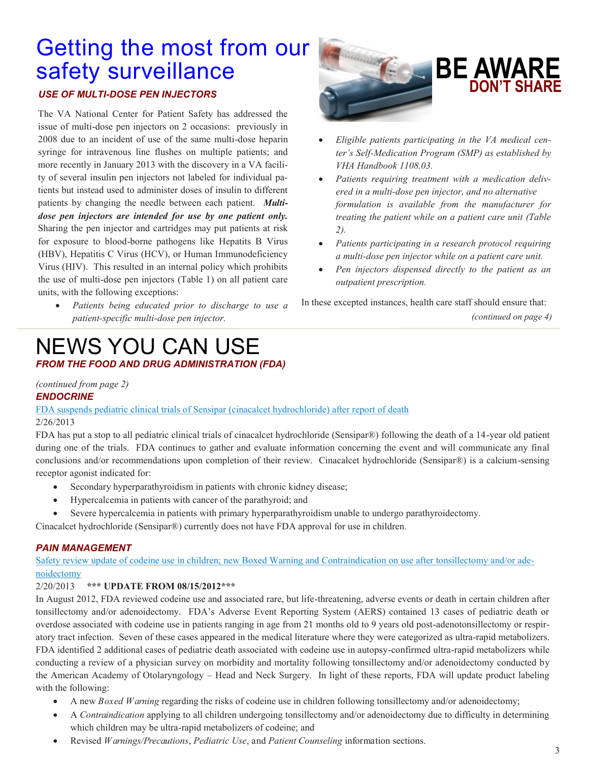# Getting the most from our safety surveillance

### *USE OF MULTI-DOSE PEN INJECTORS*

BE AWARE
DON'T SHARE

The VA National Center for Patient Safety has addressed the issue of multi-dose pen injectors on 2 occasions: previously in 2008 due to an incident of use of the same multi-dose heparin syringe for intravenous line flushes on multiple patients; and more recently in January 2013 with the discovery in a VA facility of several insulin pen injectors not labeled for individual patients but instead used to administer doses of insulin to different patients by changing the needle between each patient. ***Multi-dose pen injectors are intended for use by one patient only.*** Sharing the pen injector and cartridges may put patients at risk for exposure to blood-borne pathogens like Hepatits B Virus (HBV), Hepatitis C Virus (HCV), or Human Immunodeficiency Virus (HIV). This resulted in an internal policy which prohibits the use of multi-dose pen injectors (Table 1) on all patient care units, with the following exceptions:

- *Patients being educated prior to discharge to use a patient-specific multi-dose pen injector.*
- *Eligible patients participating in the VA medical center's Self-Medication Program (SMP) as established by VHA Handbook 1108.03.*
- *Patients requiring treatment with a medication delivered in a multi-dose pen injector, and no alternative formulation is available from the manufacturer for treating the patient while on a patient care unit (Table 2).*
- *Patients participating in a research protocol requiring a multi-dose pen injector while on a patient care unit.*
- *Pen injectors dispensed directly to the patient as an outpatient prescription.*

In these excepted instances, health care staff should ensure that:

*(continued on page 4)*

# NEWS YOU CAN USE

### *FROM THE FOOD AND DRUG ADMINISTRATION (FDA)*

*(continued from page 2)*

### *ENDOCRINE*

FDA suspends pediatric clinical trials of Sensipar (cinacalcet hydrochloride) after report of death

2/26/2013

FDA has put a stop to all pediatric clinical trials of cinacalcet hydrochloride (Sensipar®) following the death of a 14-year old patient during one of the trials. FDA continues to gather and evaluate information concerning the event and will communicate any final conclusions and/or recommendations upon completion of their review. Cinacalcet hydrochloride (Sensipar®) is a calcium-sensing receptor agonist indicated for:

- Secondary hyperparathyroidism in patients with chronic kidney disease;
- Hypercalcemia in patients with cancer of the parathyroid; and
- Severe hypercalcemia in patients with primary hyperparathyroidism unable to undergo parathyroidectomy.

Cinacalcet hydrochloride (Sensipar®) currently does not have FDA approval for use in children.

### *PAIN MANAGEMENT*

Safety review update of codeine use in children; new Boxed Warning and Contraindication on use after tonsillectomy and/or adenoidectomy

2/20/2013 **\*\*\* UPDATE FROM 08/15/2012\*\*\***

In August 2012, FDA reviewed codeine use and associated rare, but life-threatening, adverse events or death in certain children after tonsillectomy and/or adenoidectomy. FDA's Adverse Event Reporting System (AERS) contained 13 cases of pediatric death or overdose associated with codeine use in patients ranging in age from 21 months old to 9 years old post-adenotonsillectomy or respiratory tract infection. Seven of these cases appeared in the medical literature where they were categorized as ultra-rapid metabolizers. FDA identified 2 additional cases of pediatric death associated with codeine use in autopsy-confirmed ultra-rapid metabolizers while conducting a review of a physician survey on morbidity and mortality following tonsillectomy and/or adenoidectomy conducted by the American Academy of Otolaryngology – Head and Neck Surgery. In light of these reports, FDA will update product labeling with the following:

- A new *Boxed Warning* regarding the risks of codeine use in children following tonsillectomy and/or adenoidectomy;
- A *Contraindication* applying to all children undergoing tonsillectomy and/or adenoidectomy due to difficulty in determining which children may be ultra-rapid metabolizers of codeine; and
- Revised *Warnings/Precautions*, *Pediatric Use*, and *Patient Counseling* information sections.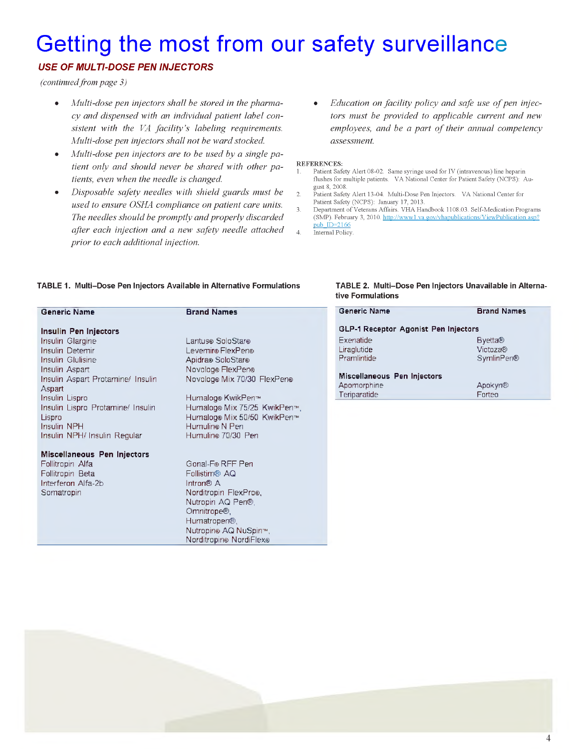# Getting the most from our safety surveillance

## USE OF MULTI-DOSE PEN INJECTORS

*(continued from page 3)*

- *Multi-dose pen injectors shall be stored in the pharmacy and dispensed with an individual patient label consistent with the VA facility's labeling requirements. Multi-dose pen injectors shall not be ward stocked.*
- *Multi-dose pen injectors are to be used by a single patient only and should never be shared with other patients, even when the needle is changed.*
- *Disposable safety needles with shield guards must be used to ensure OSHA compliance on patient care units. The needles should be promptly and properly discarded after each injection and a new safety needle attached prior to each additional injection.*
- *Education on facility policy and safe use of pen injectors must be provided to applicable current and new employees, and be a part of their annual competency assessment.*

**REFERENCES:**

1. Patient Safety Alert 08-02. Same syringe used for IV (intravenous) line heparin flushes for multiple patients. VA National Center for Patient Safety (NCPS): August 8, 2008.
2. Patient Safety Alert 13-04. Multi-Dose Pen Injectors. VA National Center for Patient Safety (NCPS): January 17, 2013.
3. Department of Veterans Affairs. VHA Handbook 1108.03. Self-Medication Programs (SMP). February 3, 2010. http://www1.va.gov/vhapublications/ViewPublication.asp?pub_ID=2166
4. Internal Policy.

**TABLE 1. Multi–Dose Pen Injectors Available in Alternative Formulations**

| Generic Name | Brand Names |
|---|---|
| **Insulin Pen Injectors** | |
| Insulin Glargine | Lantus® SoloStar® |
| Insulin Detemir | Levemir® FlexPen® |
| Insulin Glulisine | Apidra® SoloStar® |
| Insulin Aspart | Novolog® FlexPen® |
| Insulin Aspart Protamine/ Insulin Aspart | Novolog® Mix 70/30 FlexPen® |
| Insulin Lispro | Humalog® KwikPen™ |
| Insulin Lispro Protamine/ Insulin Lispro | Humalog® Mix 75/25 KwikPen™, Humalog® Mix 50/50 KwikPen™ |
| Insulin NPH | Humulin® N Pen |
| Insulin NPH/ Insulin Regular | Humulin® 70/30 Pen |
| **Miscellaneous Pen Injectors** | |
| Follitropin Alfa | Gonal-F® RFF Pen |
| Follitropin Beta | Follistim® AQ |
| Interferon Alfa-2b | Intron® A |
| Somatropin | Norditropin FlexPro®, Nutropin AQ Pen®, Omnitrope®, Humatropen®, Nutropin® AQ NuSpin™, Norditropin® NordiFlex® |

**TABLE 2. Multi–Dose Pen Injectors Unavailable in Alternative Formulations**

| Generic Name | Brand Names |
|---|---|
| **GLP-1 Receptor Agonist Pen Injectors** | |
| Exenatide | Byetta® |
| Liraglutide | Victoza® |
| Pramlintide | SymlinPen® |
| **Miscellaneous Pen Injectors** | |
| Apomorphine | Apokyn® |
| Teriparatide | Forteo |